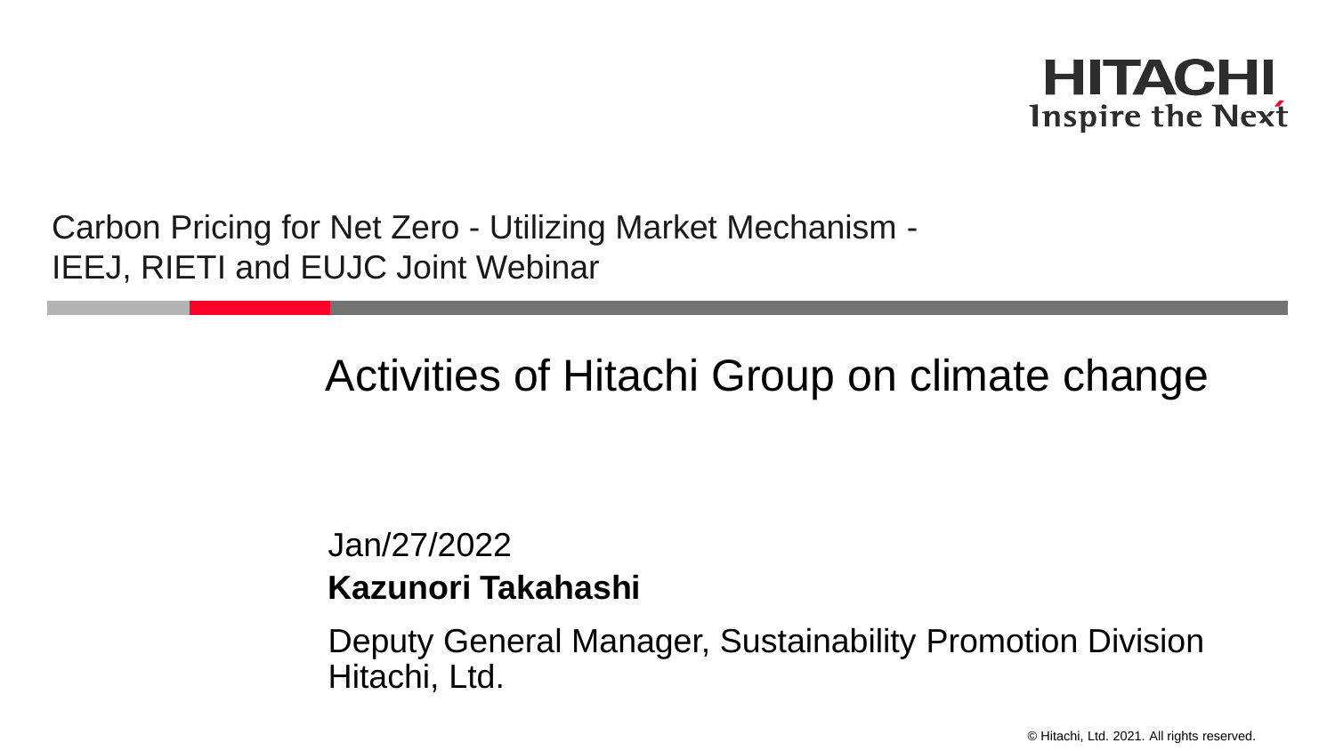HITACHI
Inspire the Next

Carbon Pricing for Net Zero - Utilizing Market Mechanism -
IEEJ, RIETI and EUJC Joint Webinar

# Activities of Hitachi Group on climate change

Jan/27/2022

**Kazunori Takahashi**

Deputy General Manager, Sustainability Promotion Division
Hitachi, Ltd.

© Hitachi, Ltd. 2021. All rights reserved.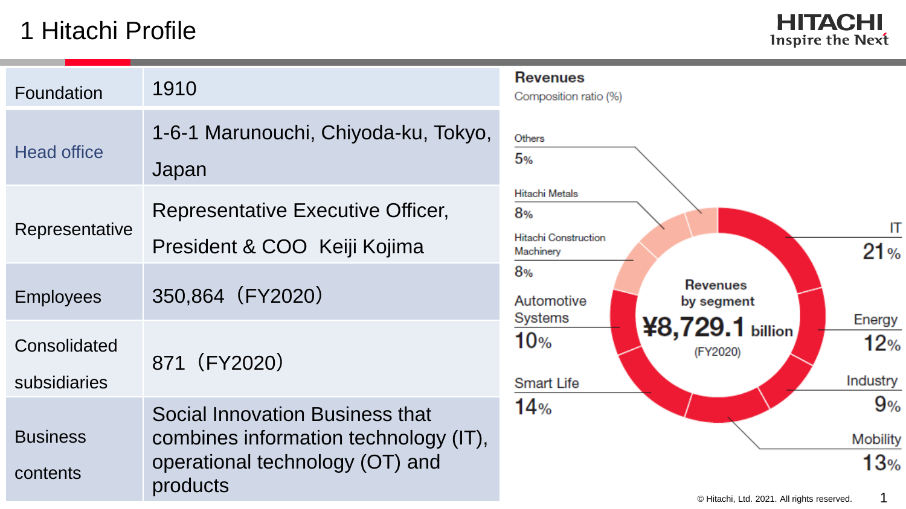# 1 Hitachi Profile

| | |
|---|---|
| Foundation | 1910 |
| Head office | 1-6-1 Marunouchi, Chiyoda-ku, Tokyo, Japan |
| Representative | Representative Executive Officer, President & COO Keiji Kojima |
| Employees | 350,864（FY2020） |
| Consolidated subsidiaries | 871（FY2020） |
| Business contents | Social Innovation Business that combines information technology (IT), operational technology (OT) and products |

**Revenues**

Composition ratio (%)

Revenues by segment ¥8,729.1 billion (FY2020)

- IT 21%
- Energy 12%
- Industry 9%
- Mobility 13%
- Smart Life 14%
- Automotive Systems 10%
- Hitachi Construction Machinery 8%
- Hitachi Metals 8%
- Others 5%

© Hitachi, Ltd. 2021. All rights reserved.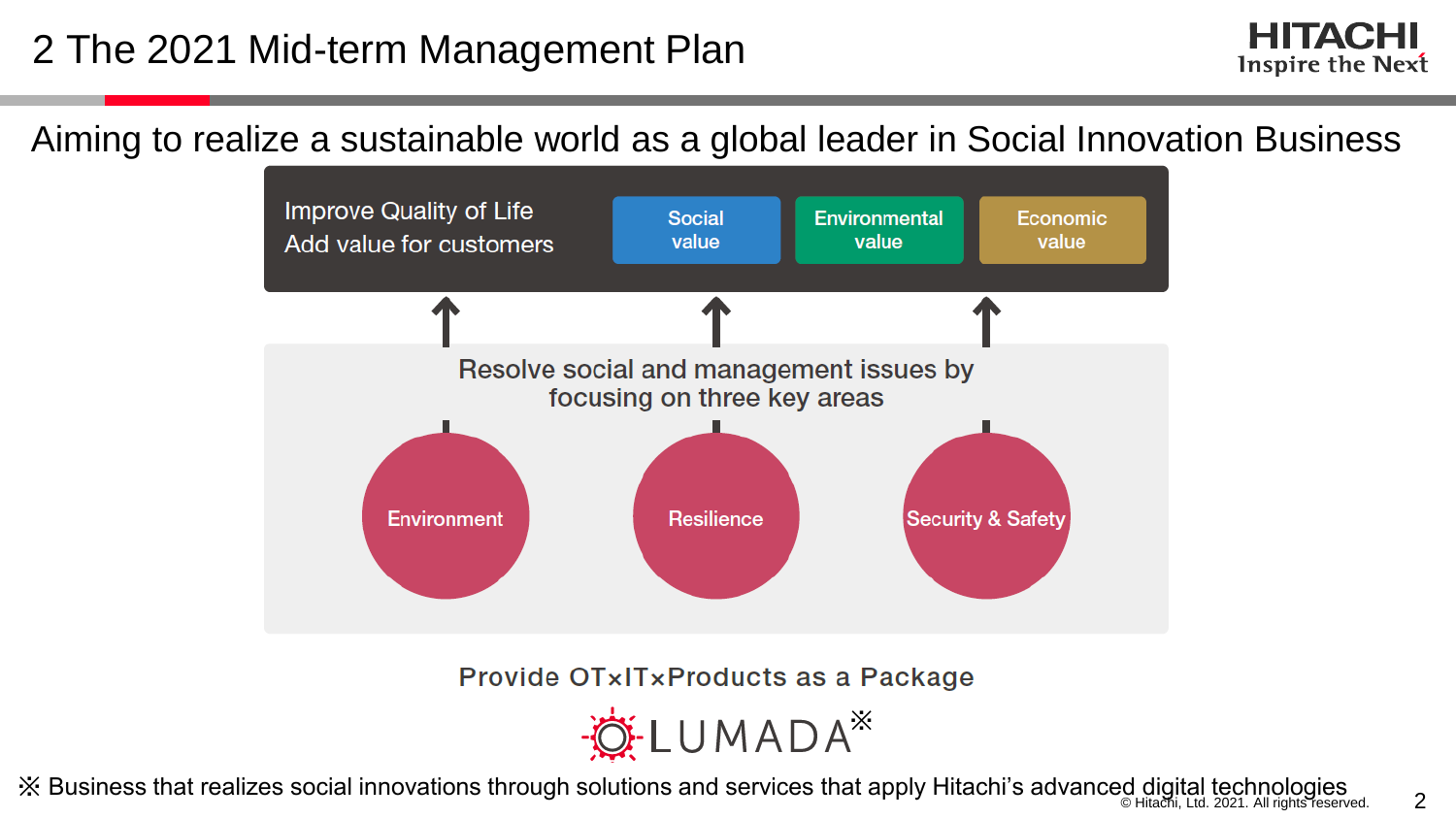# 2 The 2021 Mid-term Management Plan

## Aiming to realize a sustainable world as a global leader in Social Innovation Business

Improve Quality of Life
Add value for customers

- Social value
- Environmental value
- Economic value

Resolve social and management issues by focusing on three key areas

- Environment
- Resilience
- Security & Safety

Provide OT×IT×Products as a Package

LUMADA※

※ Business that realizes social innovations through solutions and services that apply Hitachi's advanced digital technologies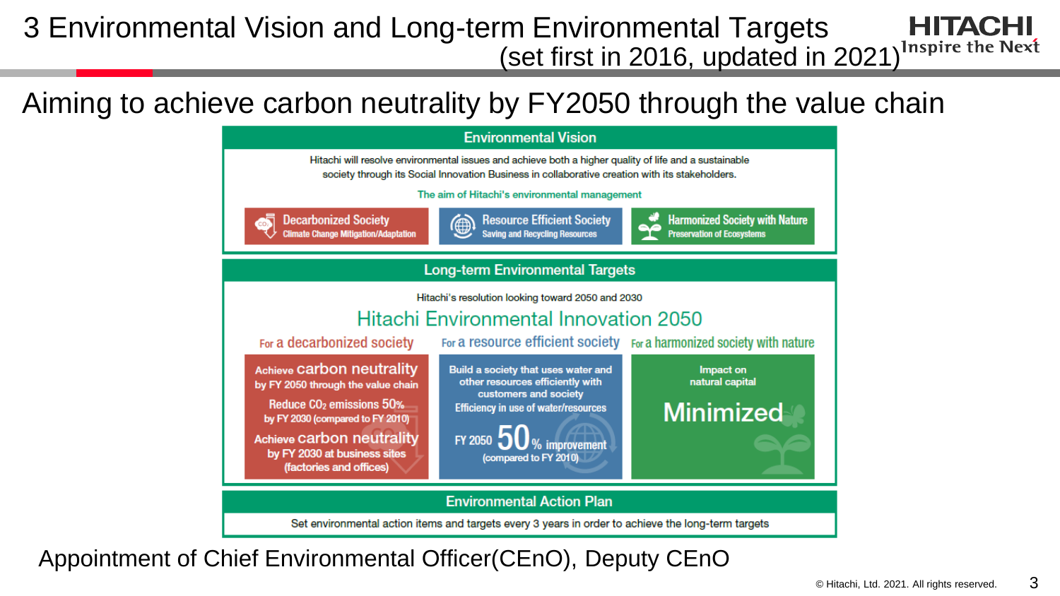# 3 Environmental Vision and Long-term Environmental Targets (set first in 2016, updated in 2021)

## Aiming to achieve carbon neutrality by FY2050 through the value chain

### Environmental Vision

Hitachi will resolve environmental issues and achieve both a higher quality of life and a sustainable society through its Social Innovation Business in collaborative creation with its stakeholders.

The aim of Hitachi's environmental management

- **Decarbonized Society** – Climate Change Mitigation/Adaptation
- **Resource Efficient Society** – Saving and Recycling Resources
- **Harmonized Society with Nature** – Preservation of Ecosystems

### Long-term Environmental Targets

Hitachi's resolution looking toward 2050 and 2030

**Hitachi Environmental Innovation 2050**

| For a decarbonized society | For a resource efficient society | For a harmonized society with nature |
|---|---|---|
| Achieve carbon neutrality by FY 2050 through the value chain<br>Reduce $CO_2$ emissions 50% by FY 2030 (compared to FY 2010)<br>Achieve carbon neutrality by FY 2030 at business sites (factories and offices) | Build a society that uses water and other resources efficiently with customers and society<br>Efficiency in use of water/resources<br>FY 2050 50% improvement (compared to FY 2010) | Impact on natural capital<br>Minimized |

### Environmental Action Plan

Set environmental action items and targets every 3 years in order to achieve the long-term targets

Appointment of Chief Environmental Officer(CEnO), Deputy CEnO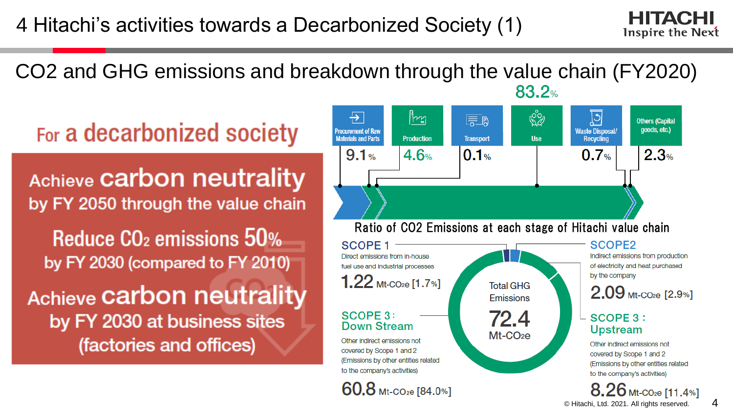# 4 Hitachi's activities towards a Decarbonized Society (1)

## CO2 and GHG emissions and breakdown through the value chain (FY2020)

### For a decarbonized society

**Achieve carbon neutrality by FY 2050 through the value chain**

**Reduce $CO_2$ emissions 50% by FY 2030 (compared to FY 2010)**

**Achieve carbon neutrality by FY 2030 at business sites (factories and offices)**

| Procurement of Raw Materials and Parts | Production | Transport | Use | Waste Disposal/ Recycling | Others (Capital goods, etc.) |
|---|---|---|---|---|---|
| 9.1% | 4.6% | 0.1% | 83.2% | 0.7% | 2.3% |

Ratio of CO2 Emissions at each stage of Hitachi value chain

Total GHG Emissions **72.4** Mt-CO2e

**SCOPE 1**
Direct emissions from in-house fuel use and industrial processes
**1.22** Mt-CO2e [1.7%]

**SCOPE2**
Indirect emissions from production of electricity and heat purchased by the company
**2.09** Mt-CO2e [2.9%]

**SCOPE 3 : Down Stream**
Other indirect emissions not covered by Scope 1 and 2 (Emissions by other entities related to the company's activities)
**60.8** Mt-CO2e [84.0%]

**SCOPE 3 : Upstream**
Other indirect emissions not covered by Scope 1 and 2 (Emissions by other entities related to the company's activities)
**8.26** Mt-CO2e [11.4%]

© Hitachi, Ltd. 2021. All rights reserved.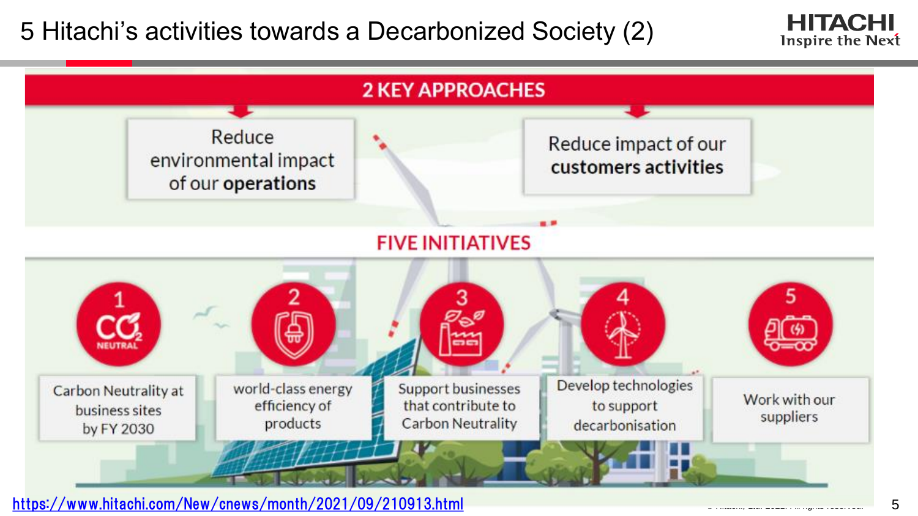# 5 Hitachi's activities towards a Decarbonized Society (2)

## 2 KEY APPROACHES

- Reduce environmental impact of our **operations**
- Reduce impact of our **customers activities**

## FIVE INITIATIVES

1. Carbon Neutrality at business sites by FY 2030
2. world-class energy efficiency of products
3. Support businesses that contribute to Carbon Neutrality
4. Develop technologies to support decarbonisation
5. Work with our suppliers

https://www.hitachi.com/New/cnews/month/2021/09/210913.html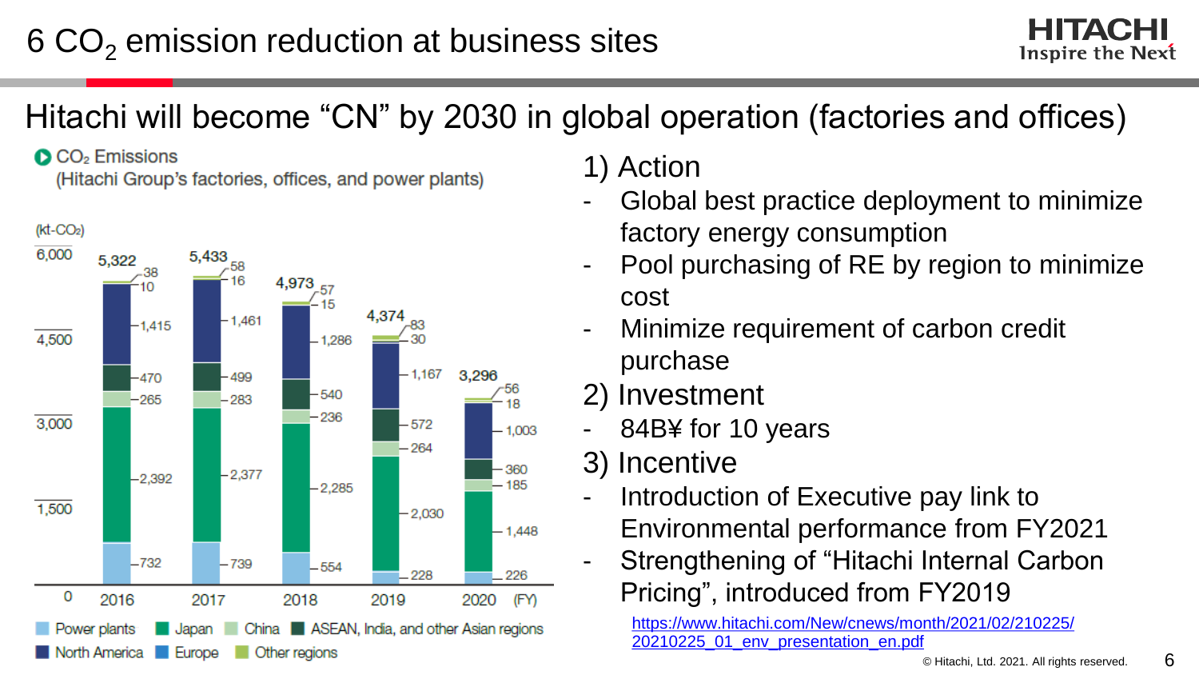# 6 $CO_2$ emission reduction at business sites

## Hitachi will become "CN" by 2030 in global operation (factories and offices)

**$CO_2$ Emissions**
(Hitachi Group's factories, offices, and power plants)

(kt-$CO_2$)

| FY | Power plants | Japan | China | ASEAN, India, and other Asian regions | North America | Europe | Other regions | Total |
|---|---|---|---|---|---|---|---|---|
| 2016 | 732 | 2,392 | 265 | 470 | 1,415 | 10 | 38 | 5,322 |
| 2017 | 739 | 2,377 | 283 | 499 | 1,461 | 16 | 58 | 5,433 |
| 2018 | 554 | 2,285 | 236 | 540 | 1,286 | 15 | 57 | 4,973 |
| 2019 | 228 | 2,030 | 264 | 572 | 1,167 | 30 | 83 | 4,374 |
| 2020 | 226 | 1,448 | 185 | 360 | 1,003 | 18 | 56 | 3,296 |

1) Action
- Global best practice deployment to minimize factory energy consumption
- Pool purchasing of RE by region to minimize cost
- Minimize requirement of carbon credit purchase

2) Investment
- 84B¥ for 10 years

3) Incentive
- Introduction of Executive pay link to Environmental performance from FY2021
- Strengthening of "Hitachi Internal Carbon Pricing", introduced from FY2019

https://www.hitachi.com/New/cnews/month/2021/02/210225/20210225_01_env_presentation_en.pdf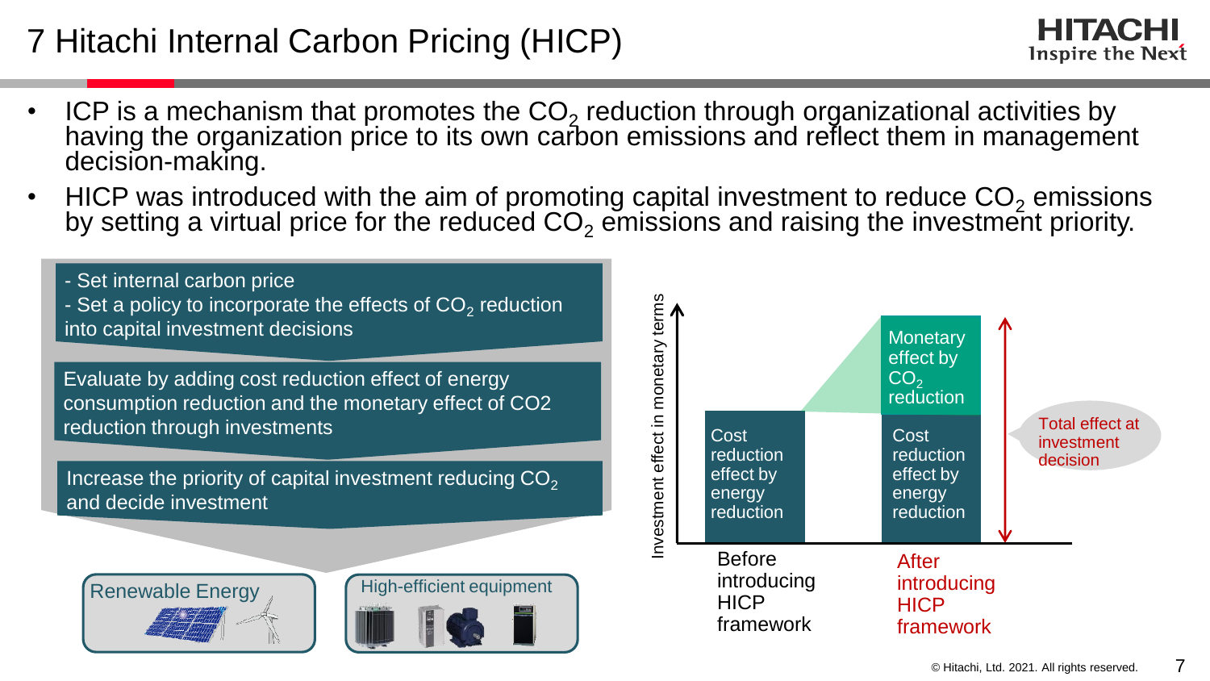# 7 Hitachi Internal Carbon Pricing (HICP)

- ICP is a mechanism that promotes the $CO_2$ reduction through organizational activities by having the organization price to its own carbon emissions and reflect them in management decision-making.
- HICP was introduced with the aim of promoting capital investment to reduce $CO_2$ emissions by setting a virtual price for the reduced $CO_2$ emissions and raising the investment priority.

- Set internal carbon price
- Set a policy to incorporate the effects of $CO_2$ reduction into capital investment decisions

Evaluate by adding cost reduction effect of energy consumption reduction and the monetary effect of CO2 reduction through investments

Increase the priority of capital investment reducing $CO_2$ and decide investment

Renewable Energy

High-efficient equipment

Investment effect in monetary terms

| Before introducing HICP framework | After introducing HICP framework |
|---|---|
| Cost reduction effect by energy reduction | Monetary effect by $CO_2$ reduction |
| | Cost reduction effect by energy reduction |

Total effect at investment decision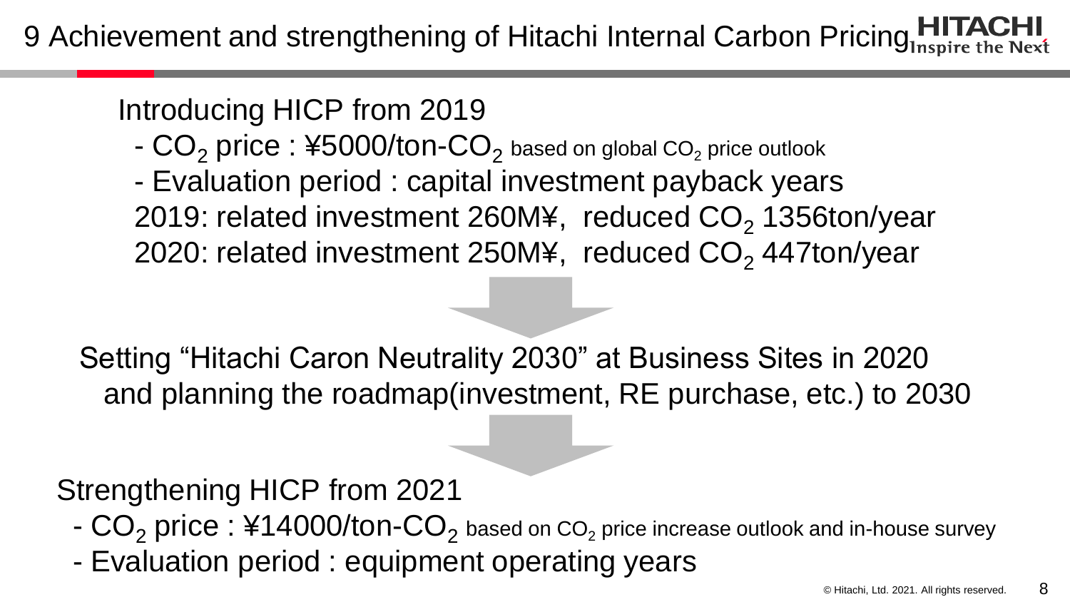# 9 Achievement and strengthening of Hitachi Internal Carbon Pricing

Introducing HICP from 2019

- $CO_2$ price : ¥5000/ton-$CO_2$ based on global $CO_2$ price outlook
- Evaluation period : capital investment payback years

2019: related investment 260M¥, reduced $CO_2$ 1356ton/year

2020: related investment 250M¥, reduced $CO_2$ 447ton/year

Setting “Hitachi Caron Neutrality 2030” at Business Sites in 2020 and planning the roadmap(investment, RE purchase, etc.) to 2030

Strengthening HICP from 2021

- $CO_2$ price : ¥14000/ton-$CO_2$ based on $CO_2$ price increase outlook and in-house survey
- Evaluation period : equipment operating years

© Hitachi, Ltd. 2021. All rights reserved.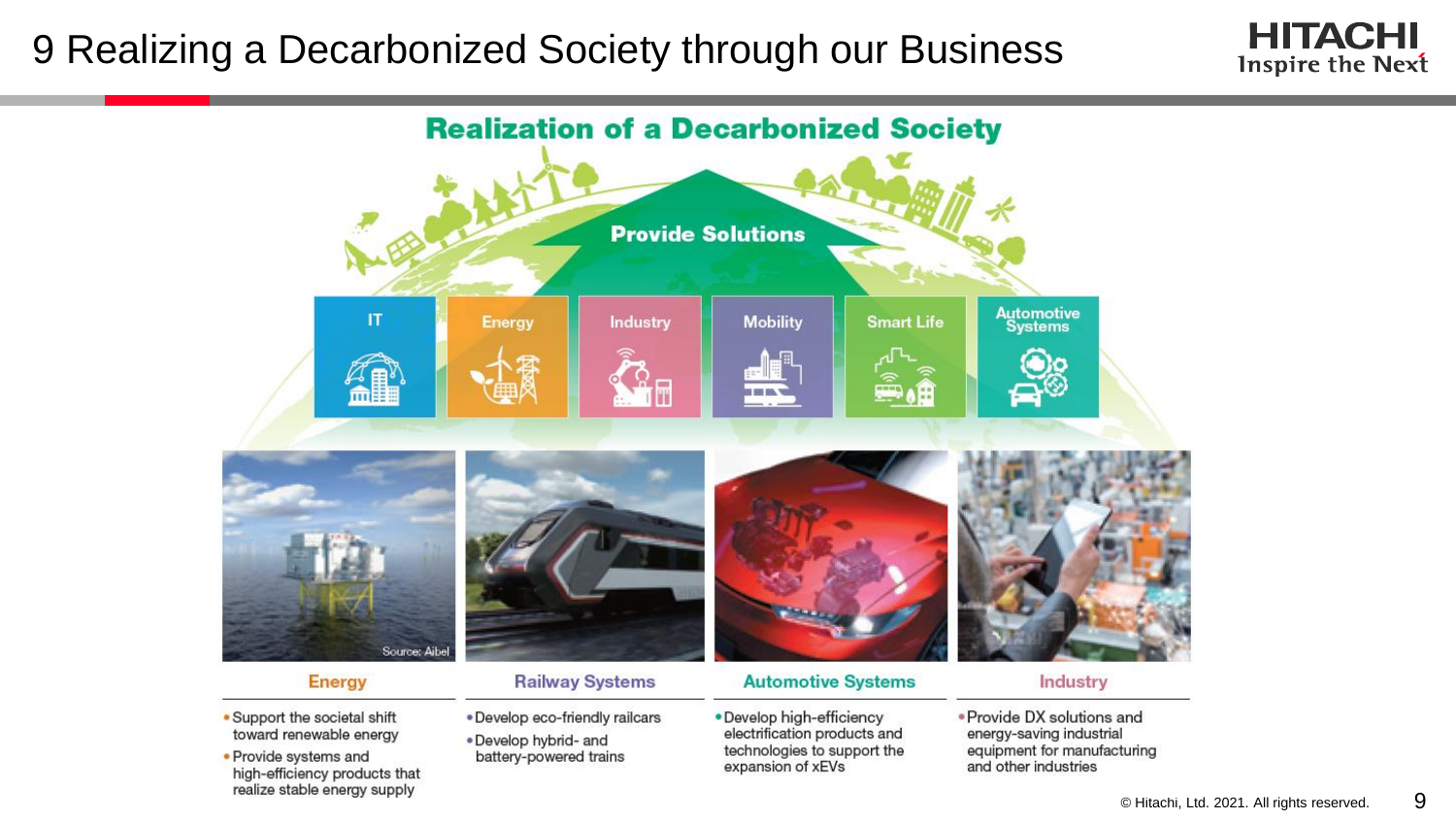# 9 Realizing a Decarbonized Society through our Business

## Realization of a Decarbonized Society

Provide Solutions

IT | Energy | Industry | Mobility | Smart Life | Automotive Systems

Source: Aibel

### Energy

- Support the societal shift toward renewable energy
- Provide systems and high-efficiency products that realize stable energy supply

### Railway Systems

- Develop eco-friendly railcars
- Develop hybrid- and battery-powered trains

### Automotive Systems

- Develop high-efficiency electrification products and technologies to support the expansion of xEVs

### Industry

- Provide DX solutions and energy-saving industrial equipment for manufacturing and other industries

© Hitachi, Ltd. 2021. All rights reserved.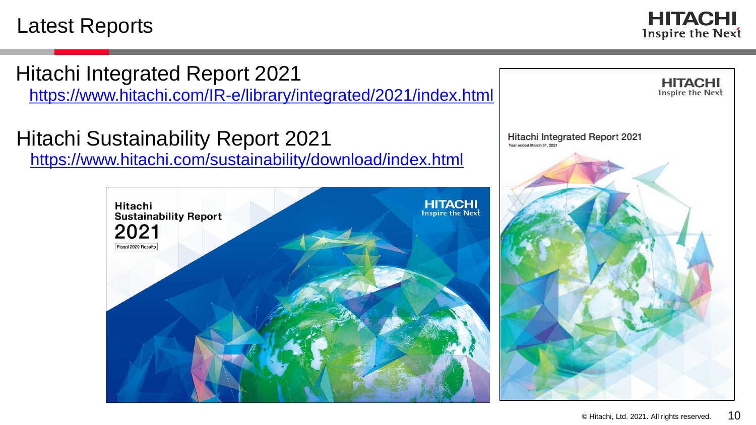# Latest Reports

## Hitachi Integrated Report 2021

https://www.hitachi.com/IR-e/library/integrated/2021/index.html

## Hitachi Sustainability Report 2021

https://www.hitachi.com/sustainability/download/index.html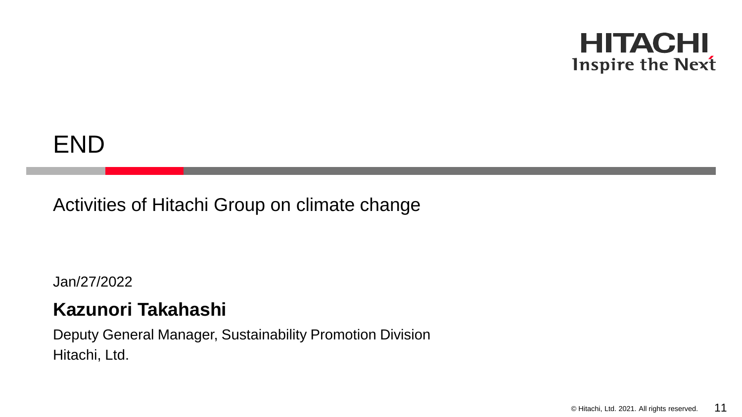# END

Activities of Hitachi Group on climate change

Jan/27/2022

**Kazunori Takahashi**

Deputy General Manager, Sustainability Promotion Division

Hitachi, Ltd.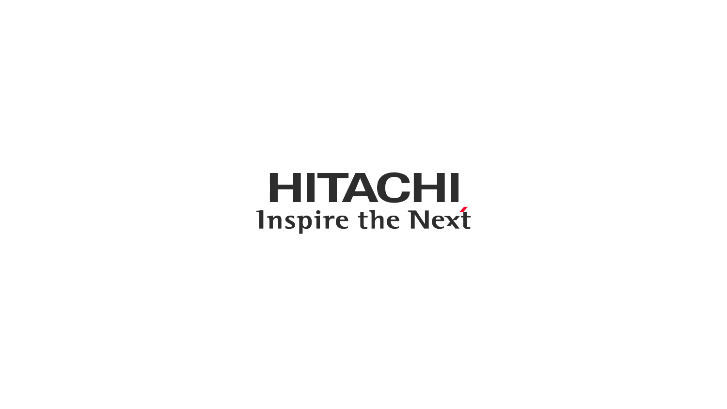HITACHI

Inspire the Next